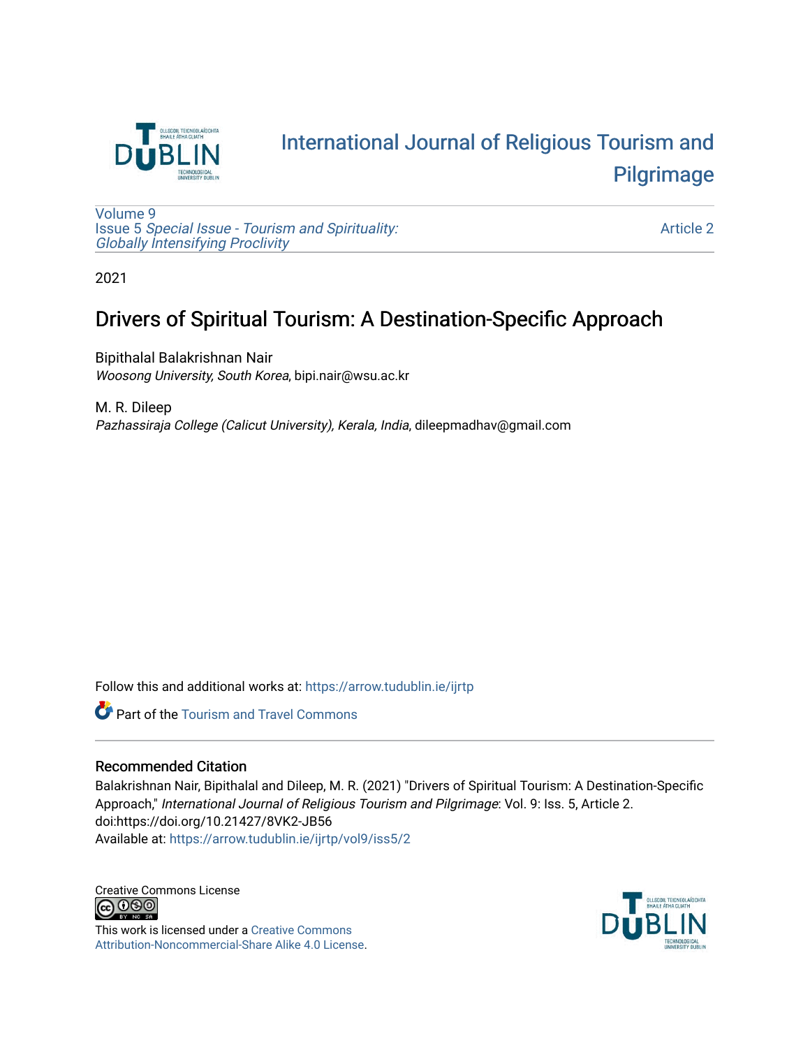# International Journal of Religious Tourism and Pilgrimage

Volume 9
Issue 5 *Special Issue - Tourism and Spirituality: Globally Intensifying Proclivity*

Article 2

2021

## Drivers of Spiritual Tourism: A Destination-Specific Approach

Bipithalal Balakrishnan Nair
*Woosong University, South Korea*, bipi.nair@wsu.ac.kr

M. R. Dileep
*Pazhassiraja College (Calicut University), Kerala, India*, dileepmadhav@gmail.com

Follow this and additional works at: https://arrow.tudublin.ie/ijrtp

Part of the Tourism and Travel Commons

### Recommended Citation

Balakrishnan Nair, Bipithalal and Dileep, M. R. (2021) "Drivers of Spiritual Tourism: A Destination-Specific Approach," *International Journal of Religious Tourism and Pilgrimage*: Vol. 9: Iss. 5, Article 2.
doi:https://doi.org/10.21427/8VK2-JB56
Available at: https://arrow.tudublin.ie/ijrtp/vol9/iss5/2

Creative Commons License

This work is licensed under a Creative Commons Attribution-Noncommercial-Share Alike 4.0 License.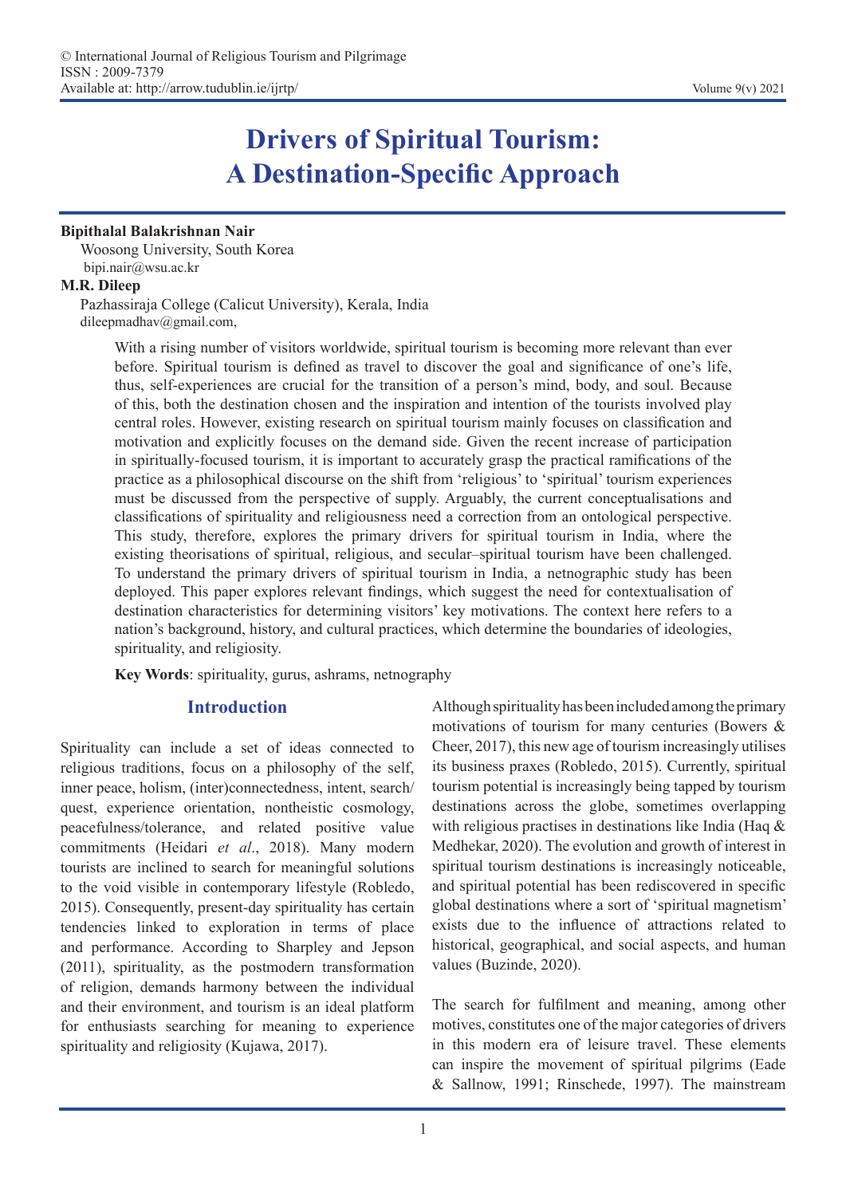# Drivers of Spiritual Tourism: A Destination-Specific Approach

**Bipithalal Balakrishnan Nair**
Woosong University, South Korea
bipi.nair@wsu.ac.kr

**M.R. Dileep**
Pazhassiraja College (Calicut University), Kerala, India
dileepmadhav@gmail.com,

With a rising number of visitors worldwide, spiritual tourism is becoming more relevant than ever before. Spiritual tourism is defined as travel to discover the goal and significance of one's life, thus, self-experiences are crucial for the transition of a person's mind, body, and soul. Because of this, both the destination chosen and the inspiration and intention of the tourists involved play central roles. However, existing research on spiritual tourism mainly focuses on classification and motivation and explicitly focuses on the demand side. Given the recent increase of participation in spiritually-focused tourism, it is important to accurately grasp the practical ramifications of the practice as a philosophical discourse on the shift from 'religious' to 'spiritual' tourism experiences must be discussed from the perspective of supply. Arguably, the current conceptualisations and classifications of spirituality and religiousness need a correction from an ontological perspective. This study, therefore, explores the primary drivers for spiritual tourism in India, where the existing theorisations of spiritual, religious, and secular–spiritual tourism have been challenged. To understand the primary drivers of spiritual tourism in India, a netnographic study has been deployed. This paper explores relevant findings, which suggest the need for contextualisation of destination characteristics for determining visitors' key motivations. The context here refers to a nation's background, history, and cultural practices, which determine the boundaries of ideologies, spirituality, and religiosity.

**Key Words**: spirituality, gurus, ashrams, netnography

## Introduction

Spirituality can include a set of ideas connected to religious traditions, focus on a philosophy of the self, inner peace, holism, (inter)connectedness, intent, search/quest, experience orientation, nontheistic cosmology, peacefulness/tolerance, and related positive value commitments (Heidari *et al*., 2018). Many modern tourists are inclined to search for meaningful solutions to the void visible in contemporary lifestyle (Robledo, 2015). Consequently, present-day spirituality has certain tendencies linked to exploration in terms of place and performance. According to Sharpley and Jepson (2011), spirituality, as the postmodern transformation of religion, demands harmony between the individual and their environment, and tourism is an ideal platform for enthusiasts searching for meaning to experience spirituality and religiosity (Kujawa, 2017).

Although spirituality has been included among the primary motivations of tourism for many centuries (Bowers & Cheer, 2017), this new age of tourism increasingly utilises its business praxes (Robledo, 2015). Currently, spiritual tourism potential is increasingly being tapped by tourism destinations across the globe, sometimes overlapping with religious practises in destinations like India (Haq & Medhekar, 2020). The evolution and growth of interest in spiritual tourism destinations is increasingly noticeable, and spiritual potential has been rediscovered in specific global destinations where a sort of 'spiritual magnetism' exists due to the influence of attractions related to historical, geographical, and social aspects, and human values (Buzinde, 2020).

The search for fulfilment and meaning, among other motives, constitutes one of the major categories of drivers in this modern era of leisure travel. These elements can inspire the movement of spiritual pilgrims (Eade & Sallnow, 1991; Rinschede, 1997). The mainstream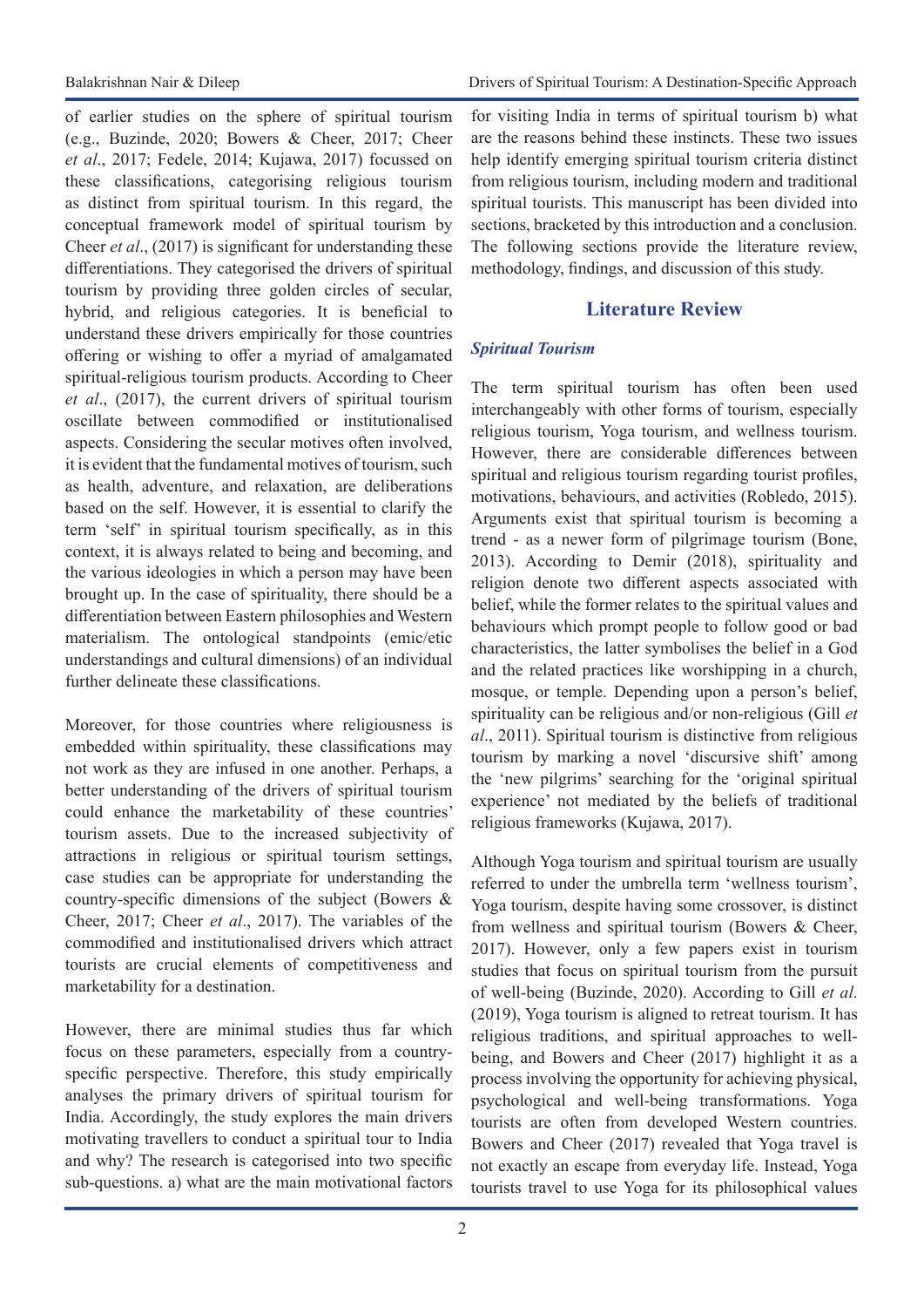of earlier studies on the sphere of spiritual tourism (e.g., Buzinde, 2020; Bowers & Cheer, 2017; Cheer *et al*., 2017; Fedele, 2014; Kujawa, 2017) focussed on these classifications, categorising religious tourism as distinct from spiritual tourism. In this regard, the conceptual framework model of spiritual tourism by Cheer *et al*., (2017) is significant for understanding these differentiations. They categorised the drivers of spiritual tourism by providing three golden circles of secular, hybrid, and religious categories. It is beneficial to understand these drivers empirically for those countries offering or wishing to offer a myriad of amalgamated spiritual-religious tourism products. According to Cheer *et al*., (2017), the current drivers of spiritual tourism oscillate between commodified or institutionalised aspects. Considering the secular motives often involved, it is evident that the fundamental motives of tourism, such as health, adventure, and relaxation, are deliberations based on the self. However, it is essential to clarify the term 'self' in spiritual tourism specifically, as in this context, it is always related to being and becoming, and the various ideologies in which a person may have been brought up. In the case of spirituality, there should be a differentiation between Eastern philosophies and Western materialism. The ontological standpoints (emic/etic understandings and cultural dimensions) of an individual further delineate these classifications.

Moreover, for those countries where religiousness is embedded within spirituality, these classifications may not work as they are infused in one another. Perhaps, a better understanding of the drivers of spiritual tourism could enhance the marketability of these countries' tourism assets. Due to the increased subjectivity of attractions in religious or spiritual tourism settings, case studies can be appropriate for understanding the country-specific dimensions of the subject (Bowers & Cheer, 2017; Cheer *et al*., 2017). The variables of the commodified and institutionalised drivers which attract tourists are crucial elements of competitiveness and marketability for a destination.

However, there are minimal studies thus far which focus on these parameters, especially from a country-specific perspective. Therefore, this study empirically analyses the primary drivers of spiritual tourism for India. Accordingly, the study explores the main drivers motivating travellers to conduct a spiritual tour to India and why? The research is categorised into two specific sub-questions. a) what are the main motivational factors for visiting India in terms of spiritual tourism b) what are the reasons behind these instincts. These two issues help identify emerging spiritual tourism criteria distinct from religious tourism, including modern and traditional spiritual tourists. This manuscript has been divided into sections, bracketed by this introduction and a conclusion. The following sections provide the literature review, methodology, findings, and discussion of this study.

## Literature Review

### *Spiritual Tourism*

The term spiritual tourism has often been used interchangeably with other forms of tourism, especially religious tourism, Yoga tourism, and wellness tourism. However, there are considerable differences between spiritual and religious tourism regarding tourist profiles, motivations, behaviours, and activities (Robledo, 2015). Arguments exist that spiritual tourism is becoming a trend - as a newer form of pilgrimage tourism (Bone, 2013). According to Demir (2018), spirituality and religion denote two different aspects associated with belief, while the former relates to the spiritual values and behaviours which prompt people to follow good or bad characteristics, the latter symbolises the belief in a God and the related practices like worshipping in a church, mosque, or temple. Depending upon a person's belief, spirituality can be religious and/or non-religious (Gill *et al*., 2011). Spiritual tourism is distinctive from religious tourism by marking a novel 'discursive shift' among the 'new pilgrims' searching for the 'original spiritual experience' not mediated by the beliefs of traditional religious frameworks (Kujawa, 2017).

Although Yoga tourism and spiritual tourism are usually referred to under the umbrella term 'wellness tourism', Yoga tourism, despite having some crossover, is distinct from wellness and spiritual tourism (Bowers & Cheer, 2017). However, only a few papers exist in tourism studies that focus on spiritual tourism from the pursuit of well-being (Buzinde, 2020). According to Gill *et al*. (2019), Yoga tourism is aligned to retreat tourism. It has religious traditions, and spiritual approaches to well-being, and Bowers and Cheer (2017) highlight it as a process involving the opportunity for achieving physical, psychological and well-being transformations. Yoga tourists are often from developed Western countries. Bowers and Cheer (2017) revealed that Yoga travel is not exactly an escape from everyday life. Instead, Yoga tourists travel to use Yoga for its philosophical values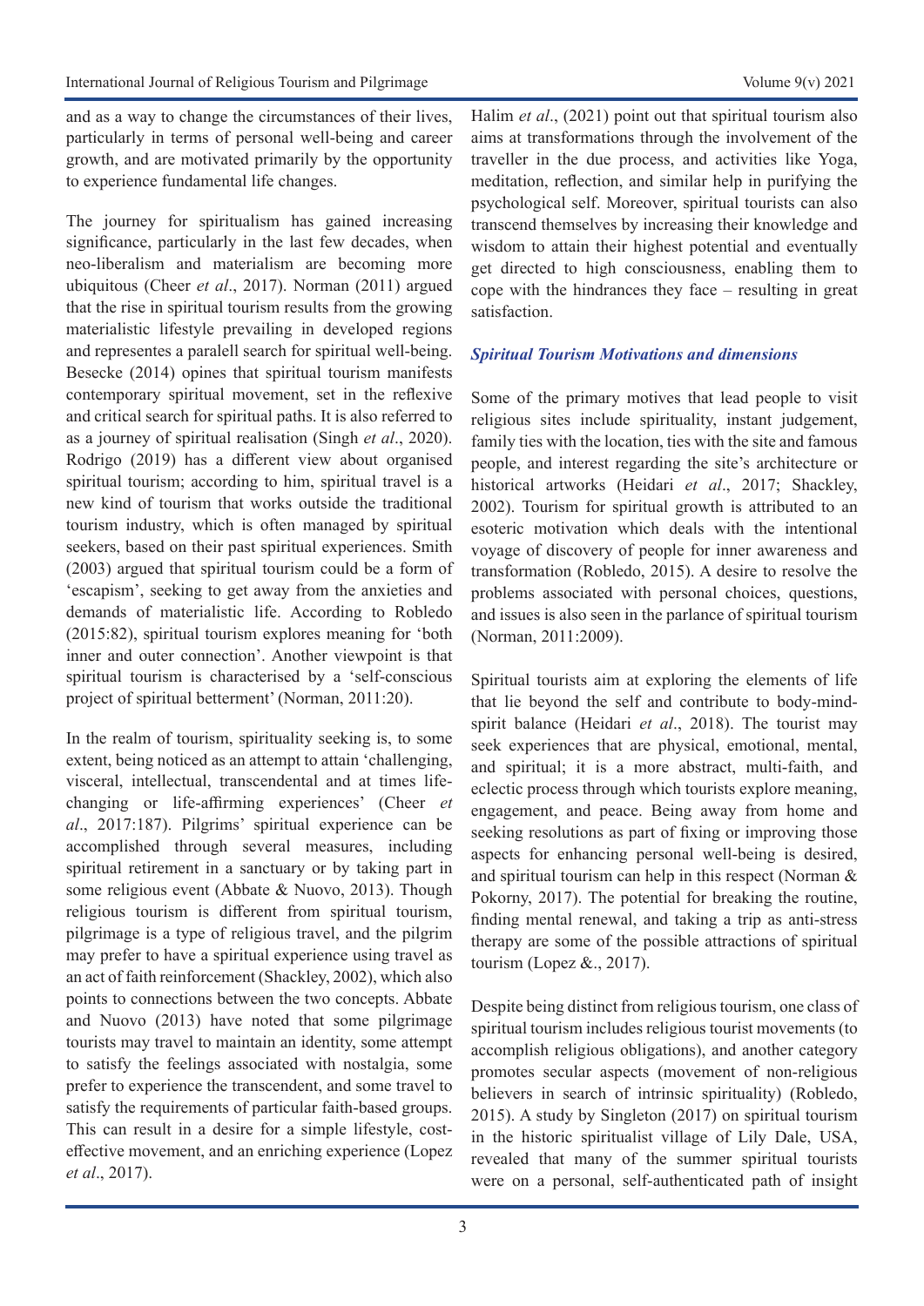and as a way to change the circumstances of their lives, particularly in terms of personal well-being and career growth, and are motivated primarily by the opportunity to experience fundamental life changes.

The journey for spiritualism has gained increasing significance, particularly in the last few decades, when neo-liberalism and materialism are becoming more ubiquitous (Cheer *et al*., 2017). Norman (2011) argued that the rise in spiritual tourism results from the growing materialistic lifestyle prevailing in developed regions and representes a paralell search for spiritual well-being. Besecke (2014) opines that spiritual tourism manifests contemporary spiritual movement, set in the reflexive and critical search for spiritual paths. It is also referred to as a journey of spiritual realisation (Singh *et al*., 2020). Rodrigo (2019) has a different view about organised spiritual tourism; according to him, spiritual travel is a new kind of tourism that works outside the traditional tourism industry, which is often managed by spiritual seekers, based on their past spiritual experiences. Smith (2003) argued that spiritual tourism could be a form of 'escapism', seeking to get away from the anxieties and demands of materialistic life. According to Robledo (2015:82), spiritual tourism explores meaning for 'both inner and outer connection'. Another viewpoint is that spiritual tourism is characterised by a 'self-conscious project of spiritual betterment' (Norman, 2011:20).

In the realm of tourism, spirituality seeking is, to some extent, being noticed as an attempt to attain 'challenging, visceral, intellectual, transcendental and at times life-changing or life-affirming experiences' (Cheer *et al*., 2017:187). Pilgrims' spiritual experience can be accomplished through several measures, including spiritual retirement in a sanctuary or by taking part in some religious event (Abbate & Nuovo, 2013). Though religious tourism is different from spiritual tourism, pilgrimage is a type of religious travel, and the pilgrim may prefer to have a spiritual experience using travel as an act of faith reinforcement (Shackley, 2002), which also points to connections between the two concepts. Abbate and Nuovo (2013) have noted that some pilgrimage tourists may travel to maintain an identity, some attempt to satisfy the feelings associated with nostalgia, some prefer to experience the transcendent, and some travel to satisfy the requirements of particular faith-based groups. This can result in a desire for a simple lifestyle, cost-effective movement, and an enriching experience (Lopez *et al*., 2017).

Halim *et al*., (2021) point out that spiritual tourism also aims at transformations through the involvement of the traveller in the due process, and activities like Yoga, meditation, reflection, and similar help in purifying the psychological self. Moreover, spiritual tourists can also transcend themselves by increasing their knowledge and wisdom to attain their highest potential and eventually get directed to high consciousness, enabling them to cope with the hindrances they face – resulting in great satisfaction.

### *Spiritual Tourism Motivations and dimensions*

Some of the primary motives that lead people to visit religious sites include spirituality, instant judgement, family ties with the location, ties with the site and famous people, and interest regarding the site's architecture or historical artworks (Heidari *et al*., 2017; Shackley, 2002). Tourism for spiritual growth is attributed to an esoteric motivation which deals with the intentional voyage of discovery of people for inner awareness and transformation (Robledo, 2015). A desire to resolve the problems associated with personal choices, questions, and issues is also seen in the parlance of spiritual tourism (Norman, 2011:2009).

Spiritual tourists aim at exploring the elements of life that lie beyond the self and contribute to body-mind-spirit balance (Heidari *et al*., 2018). The tourist may seek experiences that are physical, emotional, mental, and spiritual; it is a more abstract, multi-faith, and eclectic process through which tourists explore meaning, engagement, and peace. Being away from home and seeking resolutions as part of fixing or improving those aspects for enhancing personal well-being is desired, and spiritual tourism can help in this respect (Norman & Pokorny, 2017). The potential for breaking the routine, finding mental renewal, and taking a trip as anti-stress therapy are some of the possible attractions of spiritual tourism (Lopez &., 2017).

Despite being distinct from religious tourism, one class of spiritual tourism includes religious tourist movements (to accomplish religious obligations), and another category promotes secular aspects (movement of non-religious believers in search of intrinsic spirituality) (Robledo, 2015). A study by Singleton (2017) on spiritual tourism in the historic spiritualist village of Lily Dale, USA, revealed that many of the summer spiritual tourists were on a personal, self-authenticated path of insight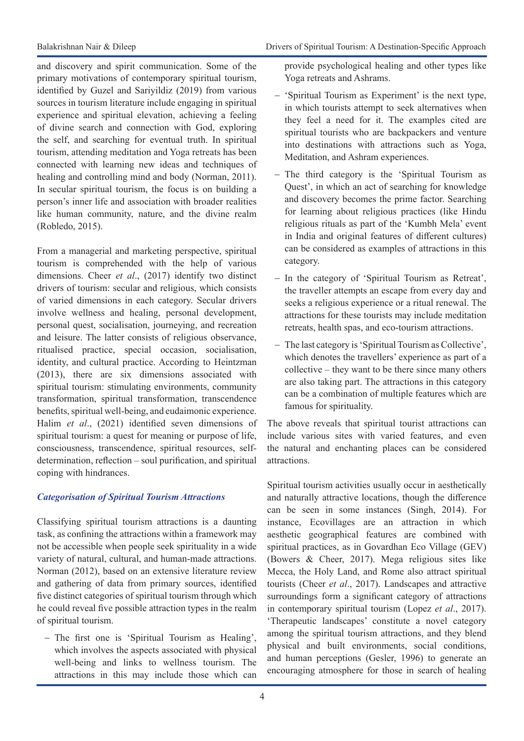and discovery and spirit communication. Some of the primary motivations of contemporary spiritual tourism, identified by Guzel and Sariyildiz (2019) from various sources in tourism literature include engaging in spiritual experience and spiritual elevation, achieving a feeling of divine search and connection with God, exploring the self, and searching for eventual truth. In spiritual tourism, attending meditation and Yoga retreats has been connected with learning new ideas and techniques of healing and controlling mind and body (Norman, 2011). In secular spiritual tourism, the focus is on building a person's inner life and association with broader realities like human community, nature, and the divine realm (Robledo, 2015).

From a managerial and marketing perspective, spiritual tourism is comprehended with the help of various dimensions. Cheer *et al*., (2017) identify two distinct drivers of tourism: secular and religious, which consists of varied dimensions in each category. Secular drivers involve wellness and healing, personal development, personal quest, socialisation, journeying, and recreation and leisure. The latter consists of religious observance, ritualised practice, special occasion, socialisation, identity, and cultural practice. According to Heintzman (2013), there are six dimensions associated with spiritual tourism: stimulating environments, community transformation, spiritual transformation, transcendence benefits, spiritual well-being, and eudaimonic experience. Halim *et al*., (2021) identified seven dimensions of spiritual tourism: a quest for meaning or purpose of life, consciousness, transcendence, spiritual resources, self-determination, reflection – soul purification, and spiritual coping with hindrances.

### *Categorisation of Spiritual Tourism Attractions*

Classifying spiritual tourism attractions is a daunting task, as confining the attractions within a framework may not be accessible when people seek spirituality in a wide variety of natural, cultural, and human-made attractions. Norman (2012), based on an extensive literature review and gathering of data from primary sources, identified five distinct categories of spiritual tourism through which he could reveal five possible attraction types in the realm of spiritual tourism.

- The first one is 'Spiritual Tourism as Healing', which involves the aspects associated with physical well-being and links to wellness tourism. The attractions in this may include those which can provide psychological healing and other types like Yoga retreats and Ashrams.
- 'Spiritual Tourism as Experiment' is the next type, in which tourists attempt to seek alternatives when they feel a need for it. The examples cited are spiritual tourists who are backpackers and venture into destinations with attractions such as Yoga, Meditation, and Ashram experiences.
- The third category is the 'Spiritual Tourism as Quest', in which an act of searching for knowledge and discovery becomes the prime factor. Searching for learning about religious practices (like Hindu religious rituals as part of the 'Kumbh Mela' event in India and original features of different cultures) can be considered as examples of attractions in this category.
- In the category of 'Spiritual Tourism as Retreat', the traveller attempts an escape from every day and seeks a religious experience or a ritual renewal. The attractions for these tourists may include meditation retreats, health spas, and eco-tourism attractions.
- The last category is 'Spiritual Tourism as Collective', which denotes the travellers' experience as part of a collective – they want to be there since many others are also taking part. The attractions in this category can be a combination of multiple features which are famous for spirituality.

The above reveals that spiritual tourist attractions can include various sites with varied features, and even the natural and enchanting places can be considered attractions.

Spiritual tourism activities usually occur in aesthetically and naturally attractive locations, though the difference can be seen in some instances (Singh, 2014). For instance, Ecovillages are an attraction in which aesthetic geographical features are combined with spiritual practices, as in Govardhan Eco Village (GEV) (Bowers & Cheer, 2017). Mega religious sites like Mecca, the Holy Land, and Rome also attract spiritual tourists (Cheer *et al*., 2017). Landscapes and attractive surroundings form a significant category of attractions in contemporary spiritual tourism (Lopez *et al*., 2017). 'Therapeutic landscapes' constitute a novel category among the spiritual tourism attractions, and they blend physical and built environments, social conditions, and human perceptions (Gesler, 1996) to generate an encouraging atmosphere for those in search of healing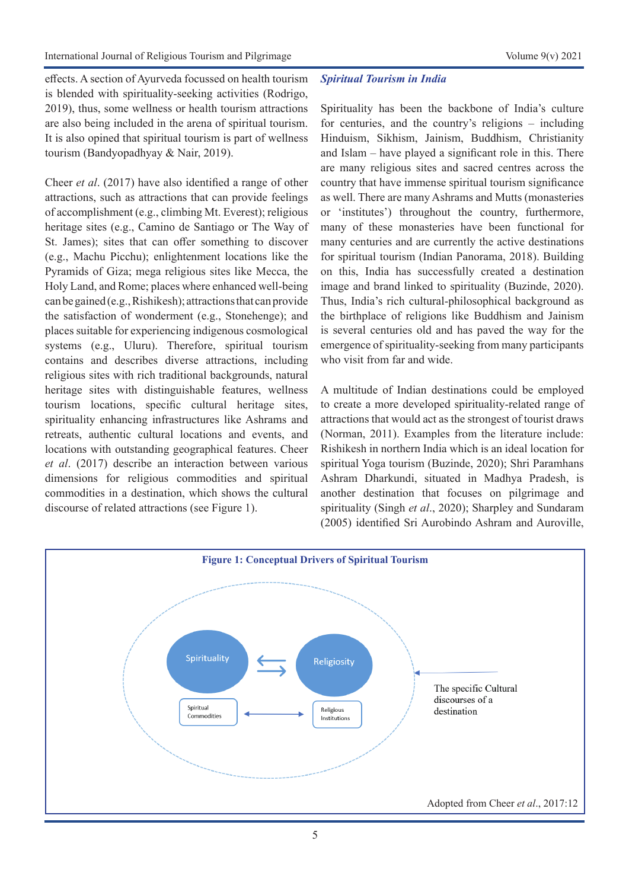effects. A section of Ayurveda focussed on health tourism is blended with spirituality-seeking activities (Rodrigo, 2019), thus, some wellness or health tourism attractions are also being included in the arena of spiritual tourism. It is also opined that spiritual tourism is part of wellness tourism (Bandyopadhyay & Nair, 2019).

Cheer *et al*. (2017) have also identified a range of other attractions, such as attractions that can provide feelings of accomplishment (e.g., climbing Mt. Everest); religious heritage sites (e.g., Camino de Santiago or The Way of St. James); sites that can offer something to discover (e.g., Machu Picchu); enlightenment locations like the Pyramids of Giza; mega religious sites like Mecca, the Holy Land, and Rome; places where enhanced well-being can be gained (e.g., Rishikesh); attractions that can provide the satisfaction of wonderment (e.g., Stonehenge); and places suitable for experiencing indigenous cosmological systems (e.g., Uluru). Therefore, spiritual tourism contains and describes diverse attractions, including religious sites with rich traditional backgrounds, natural heritage sites with distinguishable features, wellness tourism locations, specific cultural heritage sites, spirituality enhancing infrastructures like Ashrams and retreats, authentic cultural locations and events, and locations with outstanding geographical features. Cheer *et al*. (2017) describe an interaction between various dimensions for religious commodities and spiritual commodities in a destination, which shows the cultural discourse of related attractions (see Figure 1).

## *Spiritual Tourism in India*

Spirituality has been the backbone of India's culture for centuries, and the country's religions – including Hinduism, Sikhism, Jainism, Buddhism, Christianity and Islam – have played a significant role in this. There are many religious sites and sacred centres across the country that have immense spiritual tourism significance as well. There are many Ashrams and Mutts (monasteries or 'institutes') throughout the country, furthermore, many of these monasteries have been functional for many centuries and are currently the active destinations for spiritual tourism (Indian Panorama, 2018). Building on this, India has successfully created a destination image and brand linked to spirituality (Buzinde, 2020). Thus, India's rich cultural-philosophical background as the birthplace of religions like Buddhism and Jainism is several centuries old and has paved the way for the emergence of spirituality-seeking from many participants who visit from far and wide.

A multitude of Indian destinations could be employed to create a more developed spirituality-related range of attractions that would act as the strongest of tourist draws (Norman, 2011). Examples from the literature include: Rishikesh in northern India which is an ideal location for spiritual Yoga tourism (Buzinde, 2020); Shri Paramhans Ashram Dharkundi, situated in Madhya Pradesh, is another destination that focuses on pilgrimage and spirituality (Singh *et al*., 2020); Sharpley and Sundaram (2005) identified Sri Aurobindo Ashram and Auroville,

**Figure 1: Conceptual Drivers of Spiritual Tourism**

Spirituality ⇄ Religiosity

Spiritual Commodities ↔ Religious Institutions

The specific Cultural discourses of a destination

Adopted from Cheer *et al*., 2017:12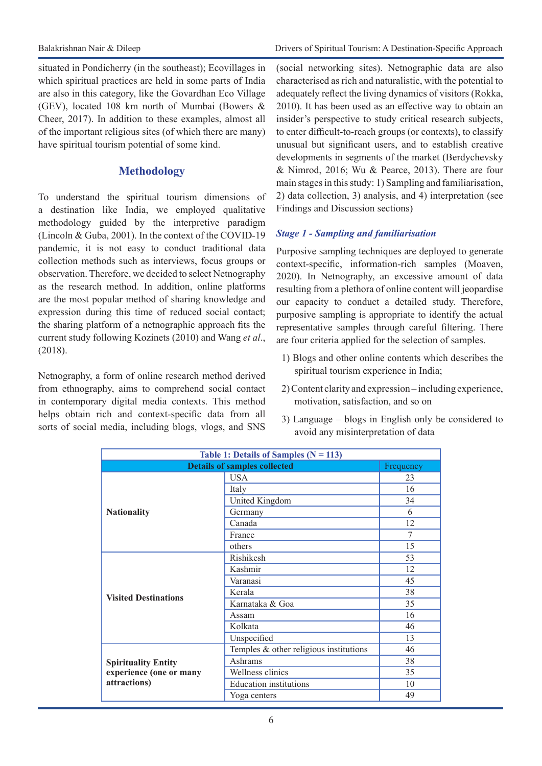situated in Pondicherry (in the southeast); Ecovillages in which spiritual practices are held in some parts of India are also in this category, like the Govardhan Eco Village (GEV), located 108 km north of Mumbai (Bowers & Cheer, 2017). In addition to these examples, almost all of the important religious sites (of which there are many) have spiritual tourism potential of some kind.

## Methodology

To understand the spiritual tourism dimensions of a destination like India, we employed qualitative methodology guided by the interpretive paradigm (Lincoln & Guba, 2001). In the context of the COVID-19 pandemic, it is not easy to conduct traditional data collection methods such as interviews, focus groups or observation. Therefore, we decided to select Netnography as the research method. In addition, online platforms are the most popular method of sharing knowledge and expression during this time of reduced social contact; the sharing platform of a netnographic approach fits the current study following Kozinets (2010) and Wang *et al*., (2018).

Netnography, a form of online research method derived from ethnography, aims to comprehend social contact in contemporary digital media contexts. This method helps obtain rich and context-specific data from all sorts of social media, including blogs, vlogs, and SNS (social networking sites). Netnographic data are also characterised as rich and naturalistic, with the potential to adequately reflect the living dynamics of visitors (Rokka, 2010). It has been used as an effective way to obtain an insider's perspective to study critical research subjects, to enter difficult-to-reach groups (or contexts), to classify unusual but significant users, and to establish creative developments in segments of the market (Berdychevsky & Nimrod, 2016; Wu & Pearce, 2013). There are four main stages in this study: 1) Sampling and familiarisation, 2) data collection, 3) analysis, and 4) interpretation (see Findings and Discussion sections)

### *Stage 1 - Sampling and familiarisation*

Purposive sampling techniques are deployed to generate context-specific, information-rich samples (Moaven, 2020). In Netnography, an excessive amount of data resulting from a plethora of online content will jeopardise our capacity to conduct a detailed study. Therefore, purposive sampling is appropriate to identify the actual representative samples through careful filtering. There are four criteria applied for the selection of samples.

1) Blogs and other online contents which describes the spiritual tourism experience in India;
2) Content clarity and expression – including experience, motivation, satisfaction, and so on
3) Language – blogs in English only be considered to avoid any misinterpretation of data

**Table 1: Details of Samples (N = 113)**

| Details of samples collected | | Frequency |
|---|---|---|
| **Nationality** | USA | 23 |
| | Italy | 16 |
| | United Kingdom | 34 |
| | Germany | 6 |
| | Canada | 12 |
| | France | 7 |
| | others | 15 |
| **Visited Destinations** | Rishikesh | 53 |
| | Kashmir | 12 |
| | Varanasi | 45 |
| | Kerala | 38 |
| | Karnataka & Goa | 35 |
| | Assam | 16 |
| | Kolkata | 46 |
| | Unspecified | 13 |
| **Spirituality Entity experience (one or many attractions)** | Temples & other religious institutions | 46 |
| | Ashrams | 38 |
| | Wellness clinics | 35 |
| | Education institutions | 10 |
| | Yoga centers | 49 |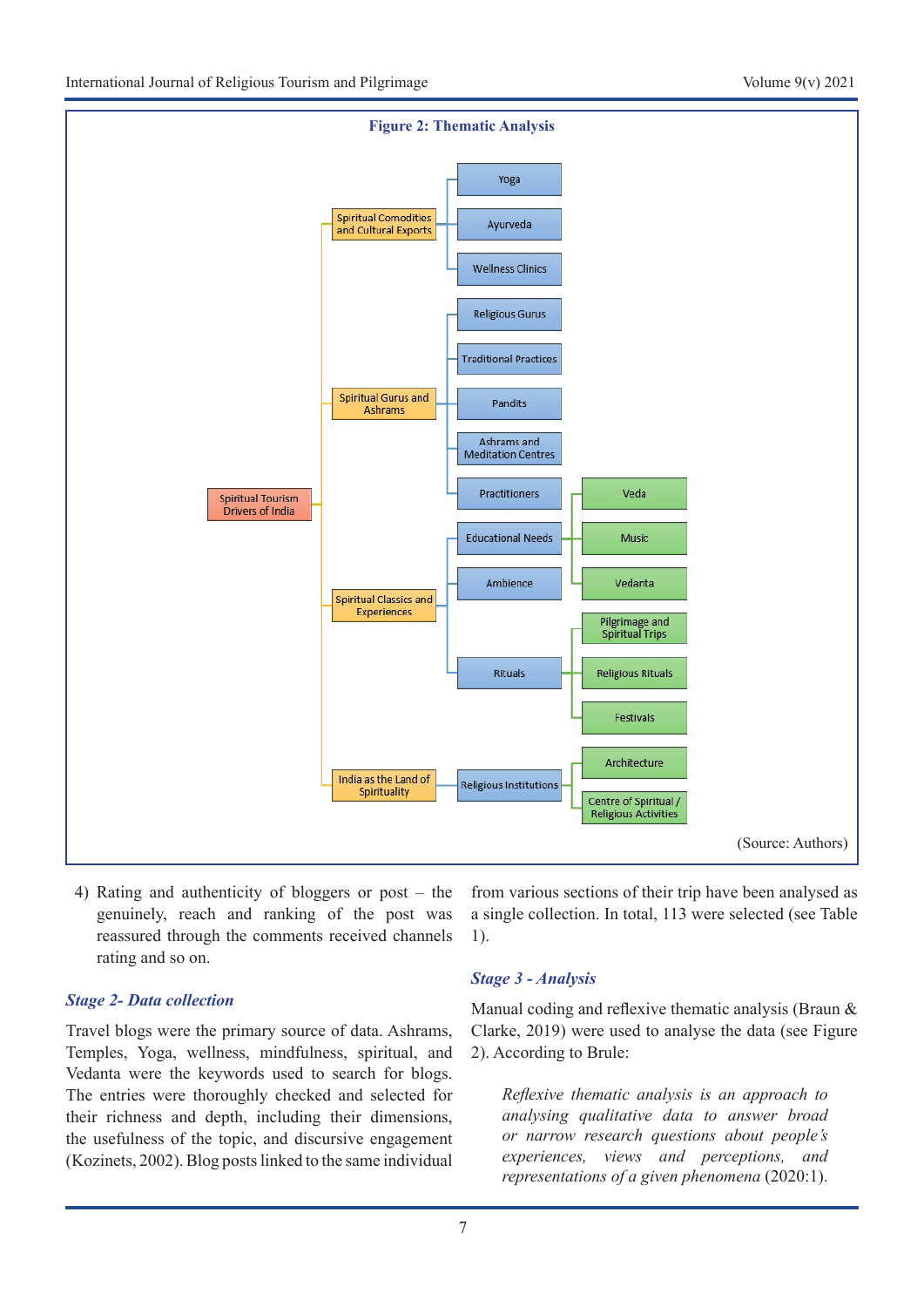**Figure 2: Thematic Analysis**

- Spiritual Tourism Drivers of India
  - Spiritual Comodities and Cultural Exports
    - Yoga
    - Ayurveda
    - Wellness Clinics
  - Spiritual Gurus and Ashrams
    - Religious Gurus
    - Traditional Practices
    - Pandits
    - Ashrams and Meditation Centres
    - Practitioners
  - Spiritual Classics and Experiences
    - Educational Needs
      - Veda
      - Music
      - Vedanta
    - Ambience
    - Rituals
      - Pilgrimage and Spiritual Trips
      - Religious Rituals
      - Festivals
  - India as the Land of Spirituality
    - Religious Institutions
      - Architecture
      - Centre of Spiritual / Religious Activities

(Source: Authors)

4) Rating and authenticity of bloggers or post – the genuinely, reach and ranking of the post was reassured through the comments received channels rating and so on.

### *Stage 2- Data collection*

Travel blogs were the primary source of data. Ashrams, Temples, Yoga, wellness, mindfulness, spiritual, and Vedanta were the keywords used to search for blogs. The entries were thoroughly checked and selected for their richness and depth, including their dimensions, the usefulness of the topic, and discursive engagement (Kozinets, 2002). Blog posts linked to the same individual from various sections of their trip have been analysed as a single collection. In total, 113 were selected (see Table 1).

### *Stage 3 - Analysis*

Manual coding and reflexive thematic analysis (Braun & Clarke, 2019) were used to analyse the data (see Figure 2). According to Brule:

> *Reflexive thematic analysis is an approach to analysing qualitative data to answer broad or narrow research questions about people's experiences, views and perceptions, and representations of a given phenomena* (2020:1).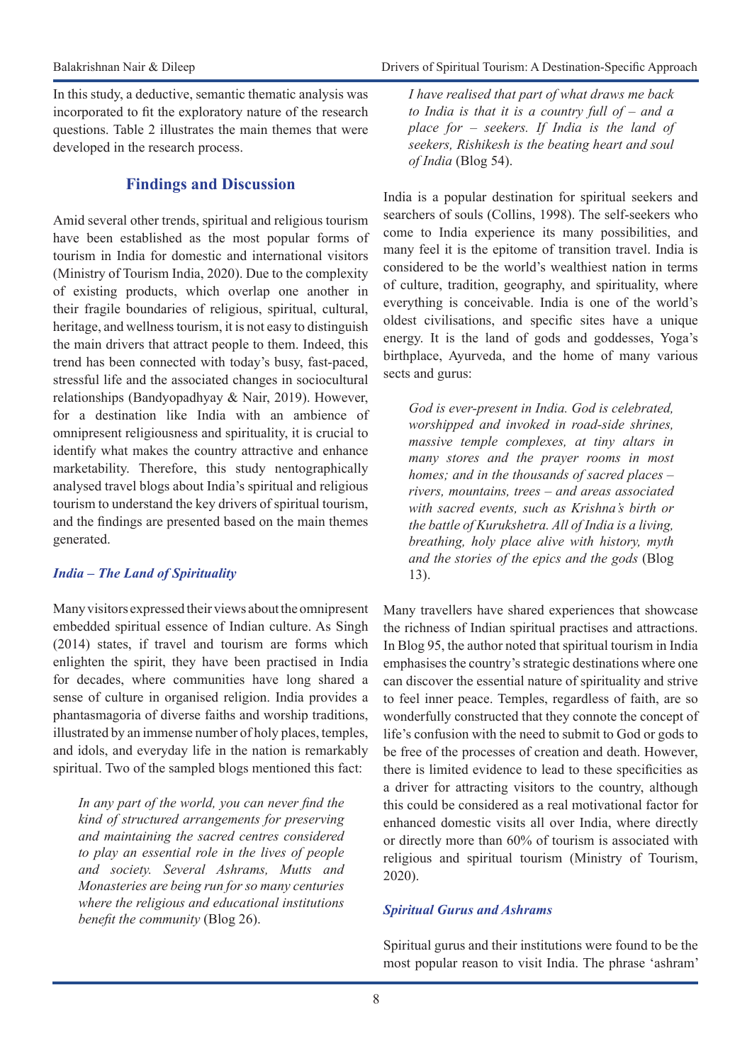In this study, a deductive, semantic thematic analysis was incorporated to fit the exploratory nature of the research questions. Table 2 illustrates the main themes that were developed in the research process.

## Findings and Discussion

Amid several other trends, spiritual and religious tourism have been established as the most popular forms of tourism in India for domestic and international visitors (Ministry of Tourism India, 2020). Due to the complexity of existing products, which overlap one another in their fragile boundaries of religious, spiritual, cultural, heritage, and wellness tourism, it is not easy to distinguish the main drivers that attract people to them. Indeed, this trend has been connected with today's busy, fast-paced, stressful life and the associated changes in sociocultural relationships (Bandyopadhyay & Nair, 2019). However, for a destination like India with an ambience of omnipresent religiousness and spirituality, it is crucial to identify what makes the country attractive and enhance marketability. Therefore, this study nentographically analysed travel blogs about India's spiritual and religious tourism to understand the key drivers of spiritual tourism, and the findings are presented based on the main themes generated.

### *India – The Land of Spirituality*

Many visitors expressed their views about the omnipresent embedded spiritual essence of Indian culture. As Singh (2014) states, if travel and tourism are forms which enlighten the spirit, they have been practised in India for decades, where communities have long shared a sense of culture in organised religion. India provides a phantasmagoria of diverse faiths and worship traditions, illustrated by an immense number of holy places, temples, and idols, and everyday life in the nation is remarkably spiritual. Two of the sampled blogs mentioned this fact:

> *In any part of the world, you can never find the kind of structured arrangements for preserving and maintaining the sacred centres considered to play an essential role in the lives of people and society. Several Ashrams, Mutts and Monasteries are being run for so many centuries where the religious and educational institutions benefit the community* (Blog 26).

> *I have realised that part of what draws me back to India is that it is a country full of – and a place for – seekers. If India is the land of seekers, Rishikesh is the beating heart and soul of India* (Blog 54).

India is a popular destination for spiritual seekers and searchers of souls (Collins, 1998). The self-seekers who come to India experience its many possibilities, and many feel it is the epitome of transition travel. India is considered to be the world's wealthiest nation in terms of culture, tradition, geography, and spirituality, where everything is conceivable. India is one of the world's oldest civilisations, and specific sites have a unique energy. It is the land of gods and goddesses, Yoga's birthplace, Ayurveda, and the home of many various sects and gurus:

> *God is ever-present in India. God is celebrated, worshipped and invoked in road-side shrines, massive temple complexes, at tiny altars in many stores and the prayer rooms in most homes; and in the thousands of sacred places – rivers, mountains, trees – and areas associated with sacred events, such as Krishna's birth or the battle of Kurukshetra. All of India is a living, breathing, holy place alive with history, myth and the stories of the epics and the gods* (Blog 13).

Many travellers have shared experiences that showcase the richness of Indian spiritual practises and attractions. In Blog 95, the author noted that spiritual tourism in India emphasises the country's strategic destinations where one can discover the essential nature of spirituality and strive to feel inner peace. Temples, regardless of faith, are so wonderfully constructed that they connote the concept of life's confusion with the need to submit to God or gods to be free of the processes of creation and death. However, there is limited evidence to lead to these specificities as a driver for attracting visitors to the country, although this could be considered as a real motivational factor for enhanced domestic visits all over India, where directly or directly more than 60% of tourism is associated with religious and spiritual tourism (Ministry of Tourism, 2020).

### *Spiritual Gurus and Ashrams*

Spiritual gurus and their institutions were found to be the most popular reason to visit India. The phrase 'ashram'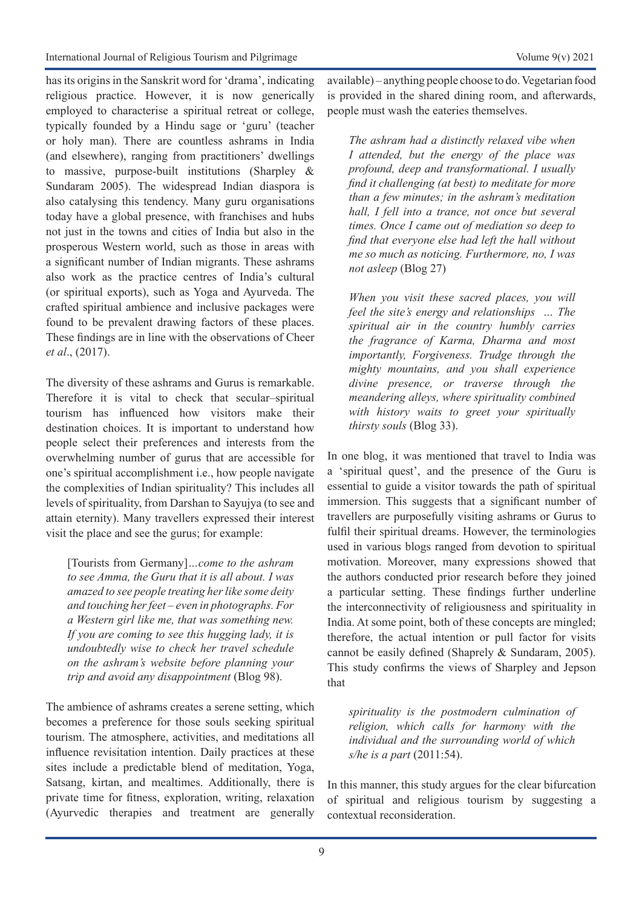has its origins in the Sanskrit word for 'drama', indicating religious practice. However, it is now generically employed to characterise a spiritual retreat or college, typically founded by a Hindu sage or 'guru' (teacher or holy man). There are countless ashrams in India (and elsewhere), ranging from practitioners' dwellings to massive, purpose-built institutions (Sharpley & Sundaram 2005). The widespread Indian diaspora is also catalysing this tendency. Many guru organisations today have a global presence, with franchises and hubs not just in the towns and cities of India but also in the prosperous Western world, such as those in areas with a significant number of Indian migrants. These ashrams also work as the practice centres of India's cultural (or spiritual exports), such as Yoga and Ayurveda. The crafted spiritual ambience and inclusive packages were found to be prevalent drawing factors of these places. These findings are in line with the observations of Cheer *et al*., (2017).

The diversity of these ashrams and Gurus is remarkable. Therefore it is vital to check that secular–spiritual tourism has influenced how visitors make their destination choices. It is important to understand how people select their preferences and interests from the overwhelming number of gurus that are accessible for one's spiritual accomplishment i.e., how people navigate the complexities of Indian spirituality? This includes all levels of spirituality, from Darshan to Sayujya (to see and attain eternity). Many travellers expressed their interest visit the place and see the gurus; for example:

> [Tourists from Germany]*...come to the ashram to see Amma, the Guru that it is all about. I was amazed to see people treating her like some deity and touching her feet – even in photographs. For a Western girl like me, that was something new. If you are coming to see this hugging lady, it is undoubtedly wise to check her travel schedule on the ashram's website before planning your trip and avoid any disappointment* (Blog 98).

The ambience of ashrams creates a serene setting, which becomes a preference for those souls seeking spiritual tourism. The atmosphere, activities, and meditations all influence revisitation intention. Daily practices at these sites include a predictable blend of meditation, Yoga, Satsang, kirtan, and mealtimes. Additionally, there is private time for fitness, exploration, writing, relaxation (Ayurvedic therapies and treatment are generally available) – anything people choose to do. Vegetarian food is provided in the shared dining room, and afterwards, people must wash the eateries themselves.

> *The ashram had a distinctly relaxed vibe when I attended, but the energy of the place was profound, deep and transformational. I usually find it challenging (at best) to meditate for more than a few minutes; in the ashram's meditation hall, I fell into a trance, not once but several times. Once I came out of mediation so deep to find that everyone else had left the hall without me so much as noticing. Furthermore, no, I was not asleep* (Blog 27)

> *When you visit these sacred places, you will feel the site's energy and relationships … The spiritual air in the country humbly carries the fragrance of Karma, Dharma and most importantly, Forgiveness. Trudge through the mighty mountains, and you shall experience divine presence, or traverse through the meandering alleys, where spirituality combined with history waits to greet your spiritually thirsty souls* (Blog 33).

In one blog, it was mentioned that travel to India was a 'spiritual quest', and the presence of the Guru is essential to guide a visitor towards the path of spiritual immersion. This suggests that a significant number of travellers are purposefully visiting ashrams or Gurus to fulfil their spiritual dreams. However, the terminologies used in various blogs ranged from devotion to spiritual motivation. Moreover, many expressions showed that the authors conducted prior research before they joined a particular setting. These findings further underline the interconnectivity of religiousness and spirituality in India. At some point, both of these concepts are mingled; therefore, the actual intention or pull factor for visits cannot be easily defined (Shaprely & Sundaram, 2005). This study confirms the views of Sharpley and Jepson that

> *spirituality is the postmodern culmination of religion, which calls for harmony with the individual and the surrounding world of which s/he is a part* (2011:54).

In this manner, this study argues for the clear bifurcation of spiritual and religious tourism by suggesting a contextual reconsideration.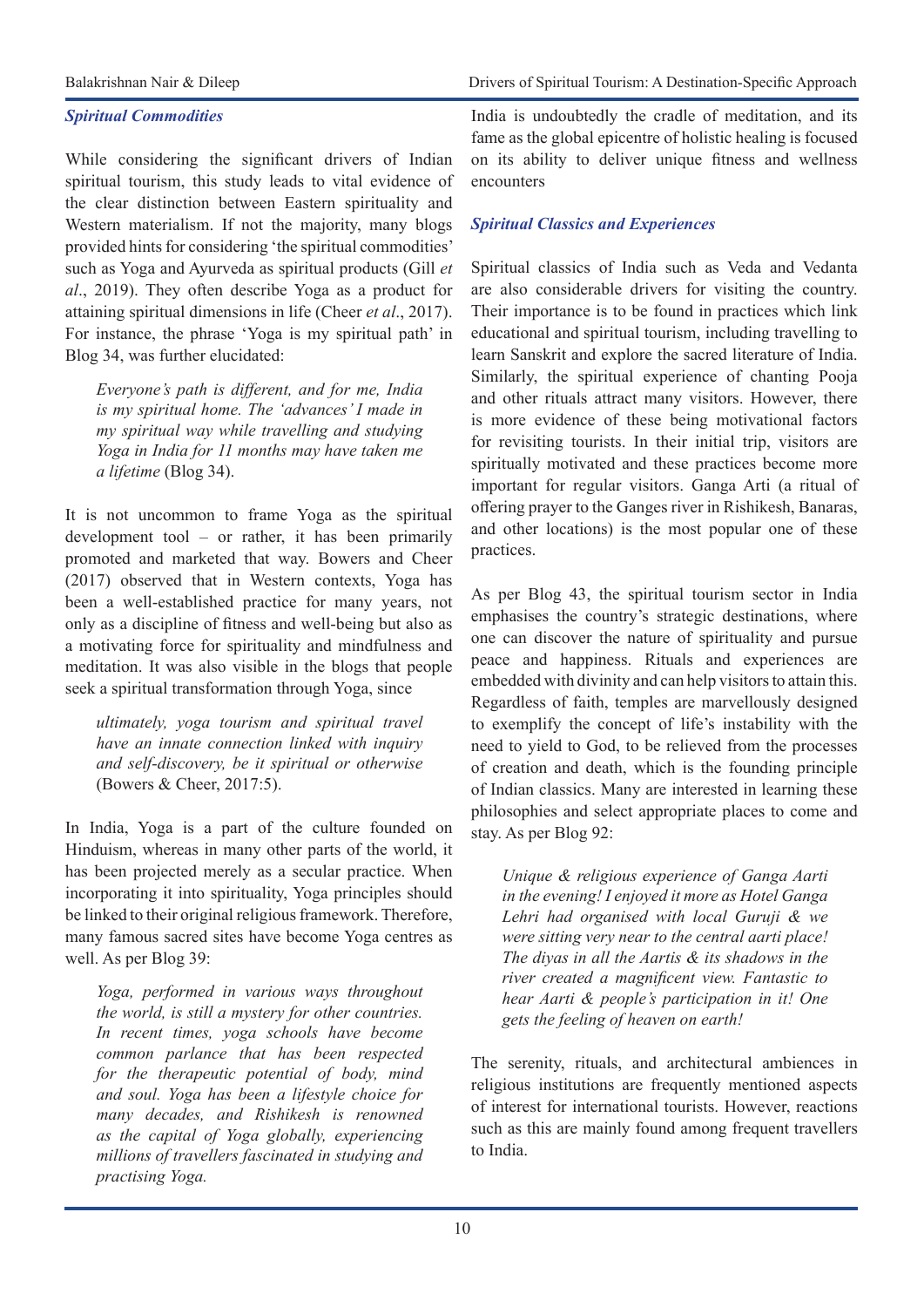### *Spiritual Commodities*

While considering the significant drivers of Indian spiritual tourism, this study leads to vital evidence of the clear distinction between Eastern spirituality and Western materialism. If not the majority, many blogs provided hints for considering 'the spiritual commodities' such as Yoga and Ayurveda as spiritual products (Gill *et al*., 2019). They often describe Yoga as a product for attaining spiritual dimensions in life (Cheer *et al*., 2017). For instance, the phrase 'Yoga is my spiritual path' in Blog 34, was further elucidated:

> *Everyone's path is different, and for me, India is my spiritual home. The 'advances' I made in my spiritual way while travelling and studying Yoga in India for 11 months may have taken me a lifetime* (Blog 34).

It is not uncommon to frame Yoga as the spiritual development tool – or rather, it has been primarily promoted and marketed that way. Bowers and Cheer (2017) observed that in Western contexts, Yoga has been a well-established practice for many years, not only as a discipline of fitness and well-being but also as a motivating force for spirituality and mindfulness and meditation. It was also visible in the blogs that people seek a spiritual transformation through Yoga, since

> *ultimately, yoga tourism and spiritual travel have an innate connection linked with inquiry and self-discovery, be it spiritual or otherwise* (Bowers & Cheer, 2017:5).

In India, Yoga is a part of the culture founded on Hinduism, whereas in many other parts of the world, it has been projected merely as a secular practice. When incorporating it into spirituality, Yoga principles should be linked to their original religious framework. Therefore, many famous sacred sites have become Yoga centres as well. As per Blog 39:

> *Yoga, performed in various ways throughout the world, is still a mystery for other countries. In recent times, yoga schools have become common parlance that has been respected for the therapeutic potential of body, mind and soul. Yoga has been a lifestyle choice for many decades, and Rishikesh is renowned as the capital of Yoga globally, experiencing millions of travellers fascinated in studying and practising Yoga.*

India is undoubtedly the cradle of meditation, and its fame as the global epicentre of holistic healing is focused on its ability to deliver unique fitness and wellness encounters

### *Spiritual Classics and Experiences*

Spiritual classics of India such as Veda and Vedanta are also considerable drivers for visiting the country. Their importance is to be found in practices which link educational and spiritual tourism, including travelling to learn Sanskrit and explore the sacred literature of India. Similarly, the spiritual experience of chanting Pooja and other rituals attract many visitors. However, there is more evidence of these being motivational factors for revisiting tourists. In their initial trip, visitors are spiritually motivated and these practices become more important for regular visitors. Ganga Arti (a ritual of offering prayer to the Ganges river in Rishikesh, Banaras, and other locations) is the most popular one of these practices.

As per Blog 43, the spiritual tourism sector in India emphasises the country's strategic destinations, where one can discover the nature of spirituality and pursue peace and happiness. Rituals and experiences are embedded with divinity and can help visitors to attain this. Regardless of faith, temples are marvellously designed to exemplify the concept of life's instability with the need to yield to God, to be relieved from the processes of creation and death, which is the founding principle of Indian classics. Many are interested in learning these philosophies and select appropriate places to come and stay. As per Blog 92:

> *Unique & religious experience of Ganga Aarti in the evening! I enjoyed it more as Hotel Ganga Lehri had organised with local Guruji & we were sitting very near to the central aarti place! The diyas in all the Aartis & its shadows in the river created a magnificent view. Fantastic to hear Aarti & people's participation in it! One gets the feeling of heaven on earth!*

The serenity, rituals, and architectural ambiences in religious institutions are frequently mentioned aspects of interest for international tourists. However, reactions such as this are mainly found among frequent travellers to India.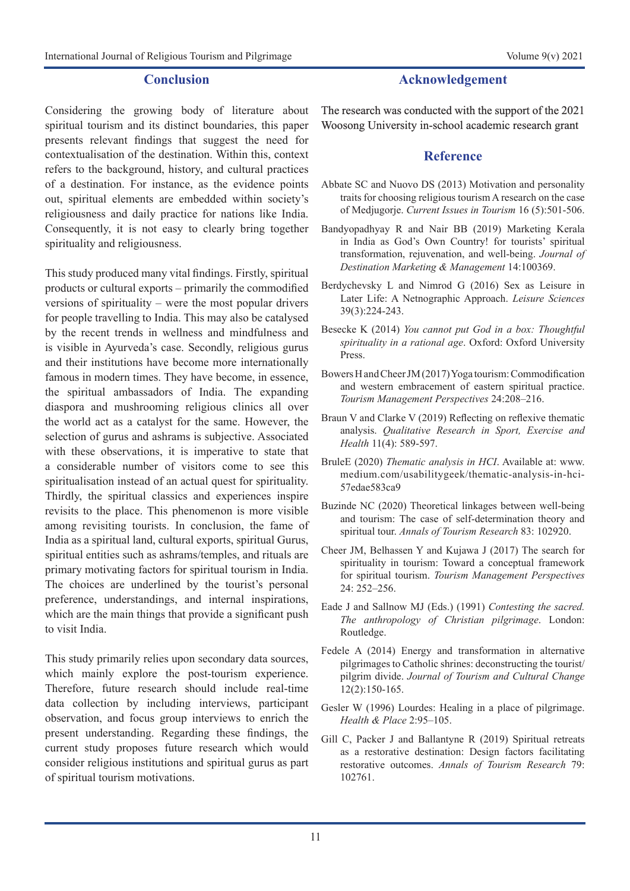## Conclusion

Considering the growing body of literature about spiritual tourism and its distinct boundaries, this paper presents relevant findings that suggest the need for contextualisation of the destination. Within this, context refers to the background, history, and cultural practices of a destination. For instance, as the evidence points out, spiritual elements are embedded within society's religiousness and daily practice for nations like India. Consequently, it is not easy to clearly bring together spirituality and religiousness.

This study produced many vital findings. Firstly, spiritual products or cultural exports – primarily the commodified versions of spirituality – were the most popular drivers for people travelling to India. This may also be catalysed by the recent trends in wellness and mindfulness and is visible in Ayurveda's case. Secondly, religious gurus and their institutions have become more internationally famous in modern times. They have become, in essence, the spiritual ambassadors of India. The expanding diaspora and mushrooming religious clinics all over the world act as a catalyst for the same. However, the selection of gurus and ashrams is subjective. Associated with these observations, it is imperative to state that a considerable number of visitors come to see this spiritualisation instead of an actual quest for spirituality. Thirdly, the spiritual classics and experiences inspire revisits to the place. This phenomenon is more visible among revisiting tourists. In conclusion, the fame of India as a spiritual land, cultural exports, spiritual Gurus, spiritual entities such as ashrams/temples, and rituals are primary motivating factors for spiritual tourism in India. The choices are underlined by the tourist's personal preference, understandings, and internal inspirations, which are the main things that provide a significant push to visit India.

This study primarily relies upon secondary data sources, which mainly explore the post-tourism experience. Therefore, future research should include real-time data collection by including interviews, participant observation, and focus group interviews to enrich the present understanding. Regarding these findings, the current study proposes future research which would consider religious institutions and spiritual gurus as part of spiritual tourism motivations.

## Acknowledgement

The research was conducted with the support of the 2021 Woosong University in-school academic research grant

## Reference

Abbate SC and Nuovo DS (2013) Motivation and personality traits for choosing religious tourism A research on the case of Medjugorje. *Current Issues in Tourism* 16 (5):501-506.

Bandyopadhyay R and Nair BB (2019) Marketing Kerala in India as God's Own Country! for tourists' spiritual transformation, rejuvenation, and well-being. *Journal of Destination Marketing & Management* 14:100369.

Berdychevsky L and Nimrod G (2016) Sex as Leisure in Later Life: A Netnographic Approach. *Leisure Sciences* 39(3):224-243.

Besecke K (2014) *You cannot put God in a box: Thoughtful spirituality in a rational age*. Oxford: Oxford University Press.

Bowers H and Cheer JM (2017) Yoga tourism: Commodification and western embracement of eastern spiritual practice. *Tourism Management Perspectives* 24:208–216.

Braun V and Clarke V (2019) Reflecting on reflexive thematic analysis. *Qualitative Research in Sport, Exercise and Health* 11(4): 589-597.

BruleE (2020) *Thematic analysis in HCI*. Available at: www.medium.com/usabilitygeek/thematic-analysis-in-hci-57edae583ca9

Buzinde NC (2020) Theoretical linkages between well-being and tourism: The case of self-determination theory and spiritual tour. *Annals of Tourism Research* 83: 102920.

Cheer JM, Belhassen Y and Kujawa J (2017) The search for spirituality in tourism: Toward a conceptual framework for spiritual tourism. *Tourism Management Perspectives* 24: 252–256.

Eade J and Sallnow MJ (Eds.) (1991) *Contesting the sacred. The anthropology of Christian pilgrimage*. London: Routledge.

Fedele A (2014) Energy and transformation in alternative pilgrimages to Catholic shrines: deconstructing the tourist/pilgrim divide. *Journal of Tourism and Cultural Change* 12(2):150-165.

Gesler W (1996) Lourdes: Healing in a place of pilgrimage. *Health & Place* 2:95–105.

Gill C, Packer J and Ballantyne R (2019) Spiritual retreats as a restorative destination: Design factors facilitating restorative outcomes. *Annals of Tourism Research* 79: 102761.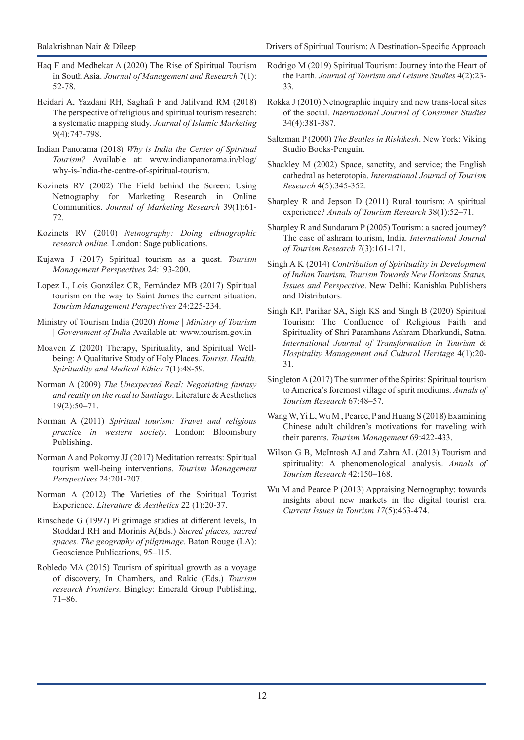Haq F and Medhekar A (2020) The Rise of Spiritual Tourism in South Asia. *Journal of Management and Research* 7(1): 52-78.

Heidari A, Yazdani RH, Saghafi F and Jalilvand RM (2018) The perspective of religious and spiritual tourism research: a systematic mapping study. *Journal of Islamic Marketing* 9(4):747-798.

Indian Panorama (2018) *Why is India the Center of Spiritual Tourism?* Available at: www.indianpanorama.in/blog/why-is-India-the-centre-of-spiritual-tourism.

Kozinets RV (2002) The Field behind the Screen: Using Netnography for Marketing Research in Online Communities. *Journal of Marketing Research* 39(1):61-72.

Kozinets RV (2010) *Netnography: Doing ethnographic research online.* London: Sage publications.

Kujawa J (2017) Spiritual tourism as a quest. *Tourism Management Perspectives* 24:193-200.

Lopez L, Lois González CR, Fernández MB (2017) Spiritual tourism on the way to Saint James the current situation. *Tourism Management Perspectives* 24:225-234.

Ministry of Tourism India (2020) *Home | Ministry of Tourism | Government of India* Available at*:* www.tourism.gov.in

Moaven Z (2020) Therapy, Spirituality, and Spiritual Well-being: A Qualitative Study of Holy Places. *Tourist. Health, Spirituality and Medical Ethics* 7(1):48-59.

Norman A (2009) *The Unexpected Real: Negotiating fantasy and reality on the road to Santiago*. Literature & Aesthetics 19(2):50–71.

Norman A (2011) *Spiritual tourism: Travel and religious practice in western society*. London: Bloomsbury Publishing.

Norman A and Pokorny JJ (2017) Meditation retreats: Spiritual tourism well-being interventions. *Tourism Management Perspectives* 24:201-207.

Norman A (2012) The Varieties of the Spiritual Tourist Experience. *Literature & Aesthetics* 22 (1):20-37.

Rinschede G (1997) Pilgrimage studies at different levels, In Stoddard RH and Morinis A(Eds.) *Sacred places, sacred spaces. The geography of pilgrimage.* Baton Rouge (LA): Geoscience Publications, 95–115.

Robledo MA (2015) Tourism of spiritual growth as a voyage of discovery, In Chambers, and Rakic (Eds.) *Tourism research Frontiers.* Bingley: Emerald Group Publishing, 71–86.

Rodrigo M (2019) Spiritual Tourism: Journey into the Heart of the Earth. *Journal of Tourism and Leisure Studies* 4(2):23-33.

Rokka J (2010) Netnographic inquiry and new trans-local sites of the social. *International Journal of Consumer Studies* 34(4):381-387.

Saltzman P (2000) *The Beatles in Rishikesh*. New York: Viking Studio Books-Penguin.

Shackley M (2002) Space, sanctity, and service; the English cathedral as heterotopia. *International Journal of Tourism Research* 4(5):345-352.

Sharpley R and Jepson D (2011) Rural tourism: A spiritual experience? *Annals of Tourism Research* 38(1):52–71.

Sharpley R and Sundaram P (2005) Tourism: a sacred journey? The case of ashram tourism, India. *International Journal of Tourism Research 7*(3):161-171.

Singh A K (2014) *Contribution of Spirituality in Development of Indian Tourism, Tourism Towards New Horizons Status, Issues and Perspective*. New Delhi: Kanishka Publishers and Distributors.

Singh KP, Parihar SA, Sigh KS and Singh B (2020) Spiritual Tourism: The Confluence of Religious Faith and Spirituality of Shri Paramhans Ashram Dharkundi, Satna. *International Journal of Transformation in Tourism & Hospitality Management and Cultural Heritage* 4(1):20-31.

Singleton A (2017) The summer of the Spirits: Spiritual tourism to America's foremost village of spirit mediums. *Annals of Tourism Research* 67:48–57.

Wang W, Yi L, Wu M , Pearce, P and Huang S (2018) Examining Chinese adult children's motivations for traveling with their parents. *Tourism Management* 69:422-433.

Wilson G B, McIntosh AJ and Zahra AL (2013) Tourism and spirituality: A phenomenological analysis. *Annals of Tourism Research* 42:150–168.

Wu M and Pearce P (2013) Appraising Netnography: towards insights about new markets in the digital tourist era. *Current Issues in Tourism 17*(5):463-474.